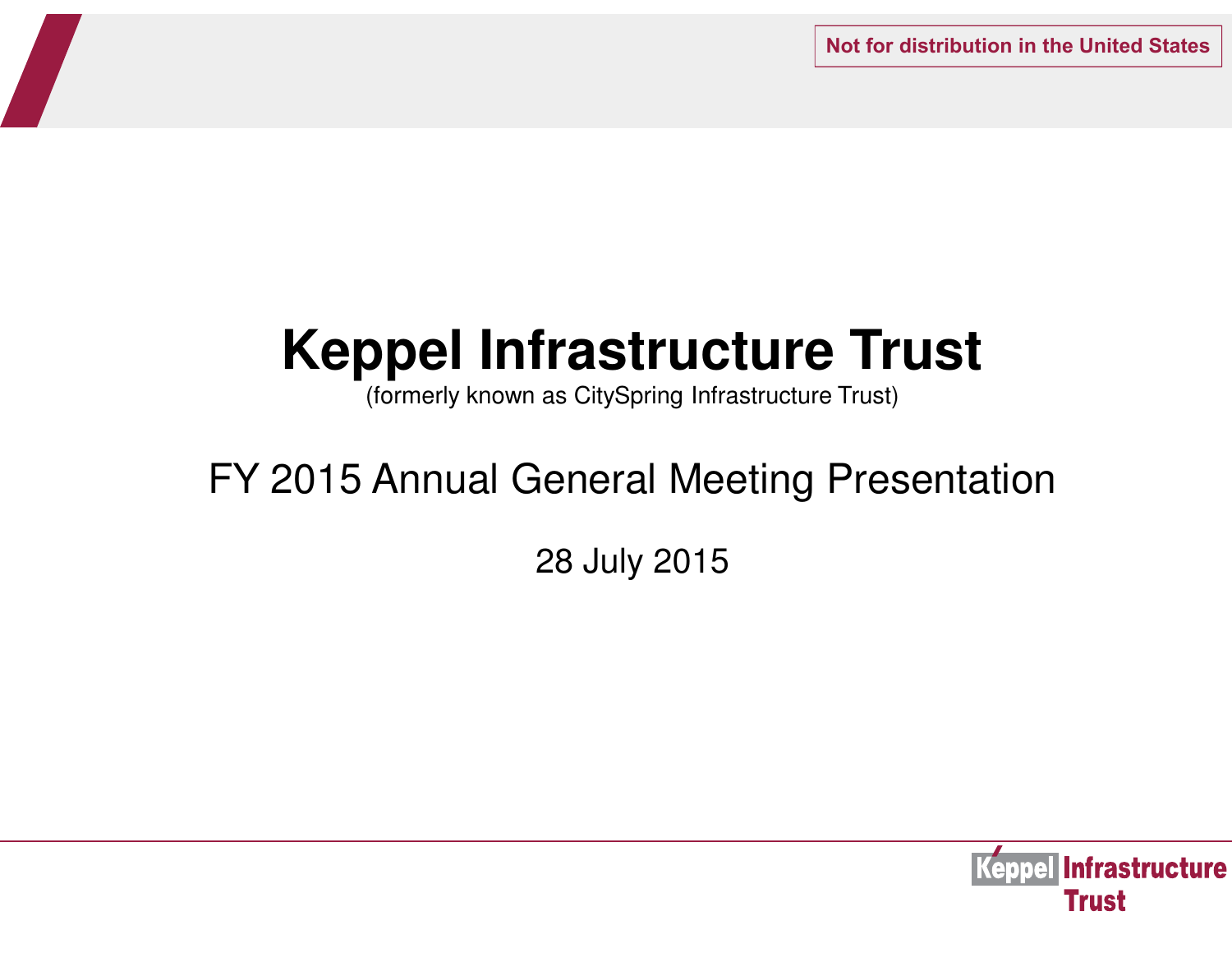Not for distribution in the United States

# Keppel Infrastructure Trust

(formerly known as CitySpring Infrastructure Trust)

## FY 2015 Annual General Meeting Presentation

28 July 2015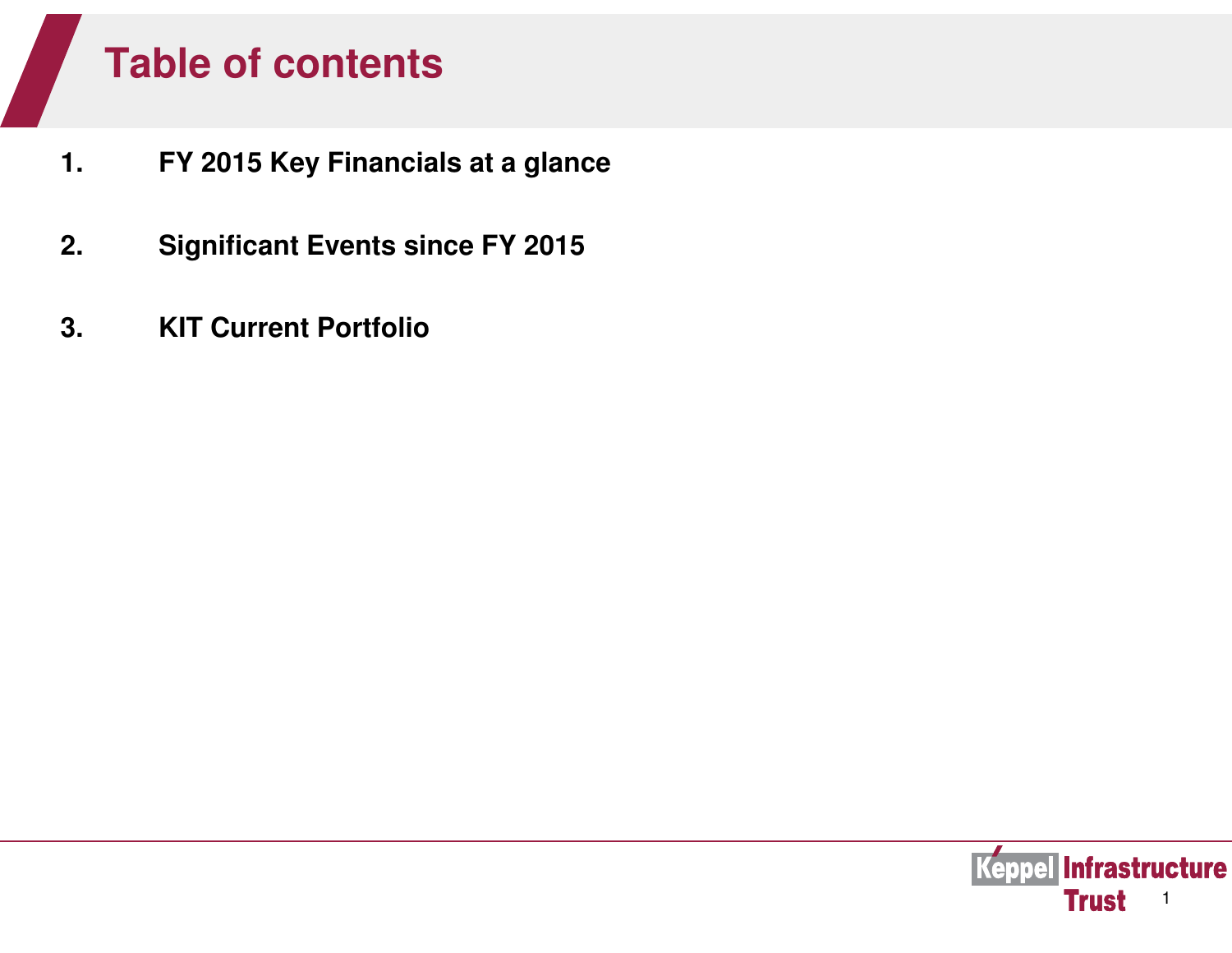# Table of contents

1. **FY 2015 Key Financials at a glance**

2. **Significant Events since FY 2015**

3. **KIT Current Portfolio**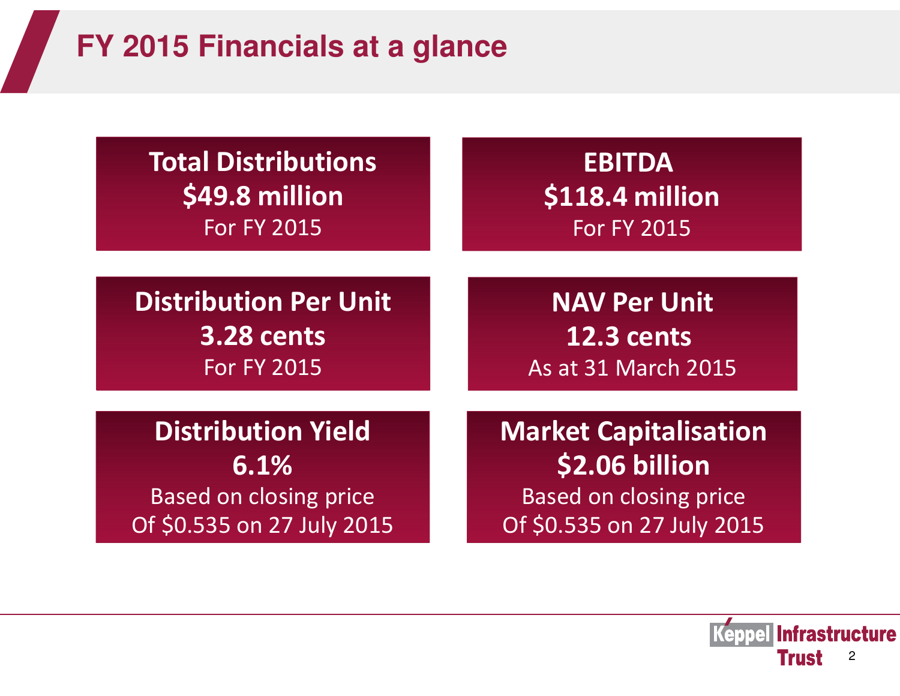# FY 2015 Financials at a glance

**Total Distributions**
**$49.8 million**
For FY 2015

**EBITDA**
**$118.4 million**
For FY 2015

**Distribution Per Unit**
**3.28 cents**
For FY 2015

**NAV Per Unit**
**12.3 cents**
As at 31 March 2015

**Distribution Yield**
**6.1%**
Based on closing price
Of $0.535 on 27 July 2015

**Market Capitalisation**
**$2.06 billion**
Based on closing price
Of $0.535 on 27 July 2015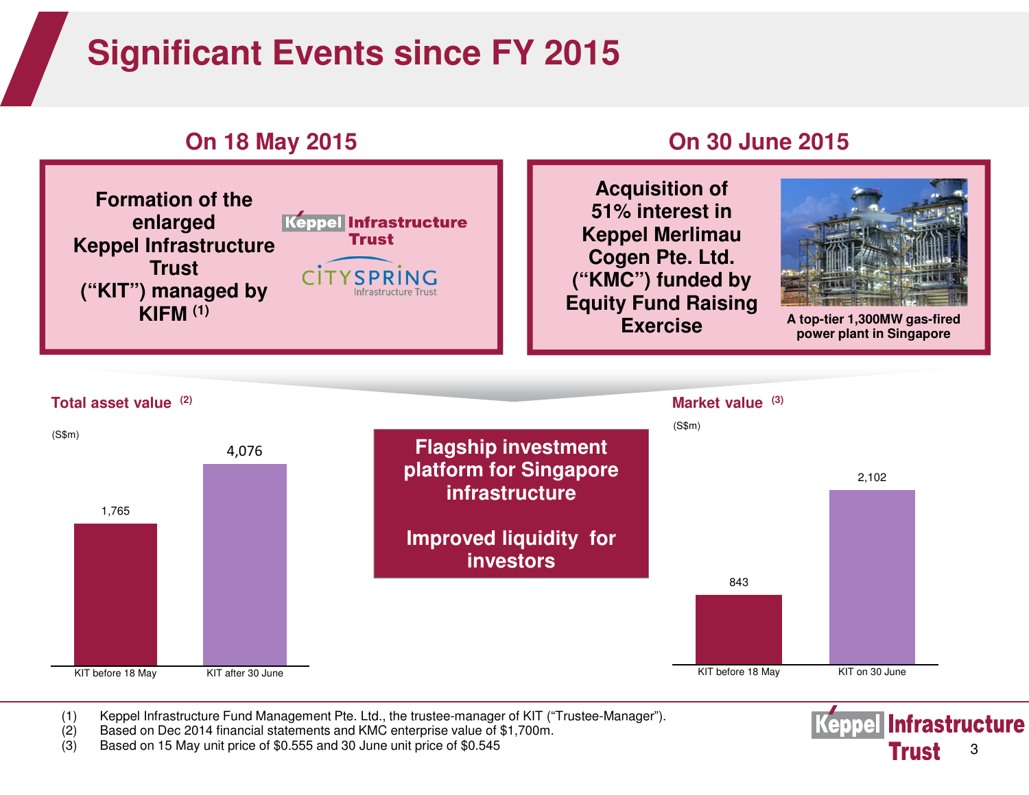# Significant Events since FY 2015

## On 18 May 2015

**Formation of the enlarged Keppel Infrastructure Trust ("KIT") managed by KIFM (1)**

Keppel Infrastructure Trust

CitySpring Infrastructure Trust

## On 30 June 2015

**Acquisition of 51% interest in Keppel Merlimau Cogen Pte. Ltd. ("KMC") funded by Equity Fund Raising Exercise**

A top-tier 1,300MW gas-fired power plant in Singapore

### Total asset value (2)

(S$m)

| | S$m |
|---|---|
| KIT before 18 May | 1,765 |
| KIT after 30 June | 4,076 |

**Flagship investment platform for Singapore infrastructure**

**Improved liquidity for investors**

### Market value (3)

(S$m)

| | S$m |
|---|---|
| KIT before 18 May | 843 |
| KIT on 30 June | 2,102 |

(1) Keppel Infrastructure Fund Management Pte. Ltd., the trustee-manager of KIT ("Trustee-Manager").
(2) Based on Dec 2014 financial statements and KMC enterprise value of $1,700m.
(3) Based on 15 May unit price of $0.555 and 30 June unit price of $0.545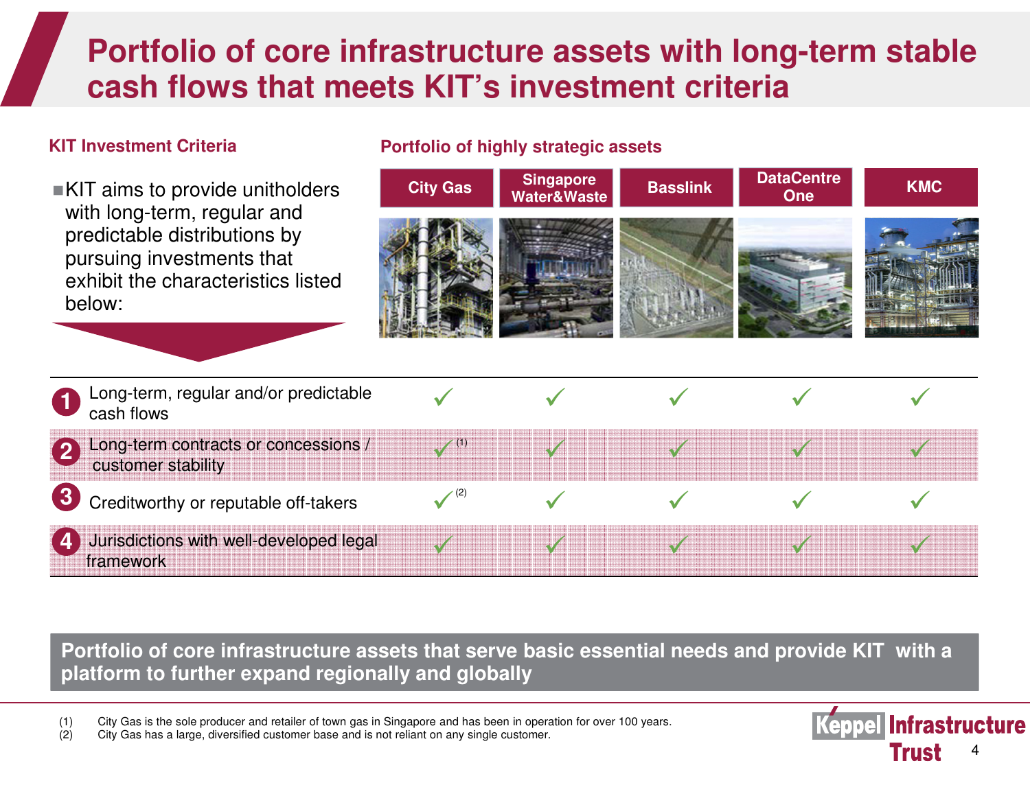# Portfolio of core infrastructure assets with long-term stable cash flows that meets KIT's investment criteria

## KIT Investment Criteria

- KIT aims to provide unitholders with long-term, regular and predictable distributions by pursuing investments that exhibit the characteristics listed below:

## Portfolio of highly strategic assets

| | City Gas | Singapore Water&Waste | Basslink | DataCentre One | KMC |
|---|---|---|---|---|---|
| 1 Long-term, regular and/or predictable cash flows | ✓ | ✓ | ✓ | ✓ | ✓ |
| 2 Long-term contracts or concessions / customer stability | ✓ (1) | ✓ | ✓ | ✓ | ✓ |
| 3 Creditworthy or reputable off-takers | ✓ (2) | ✓ | ✓ | ✓ | ✓ |
| 4 Jurisdictions with well-developed legal framework | ✓ | ✓ | ✓ | ✓ | ✓ |

**Portfolio of core infrastructure assets that serve basic essential needs and provide KIT with a platform to further expand regionally and globally**

(1) City Gas is the sole producer and retailer of town gas in Singapore and has been in operation for over 100 years.
(2) City Gas has a large, diversified customer base and is not reliant on any single customer.